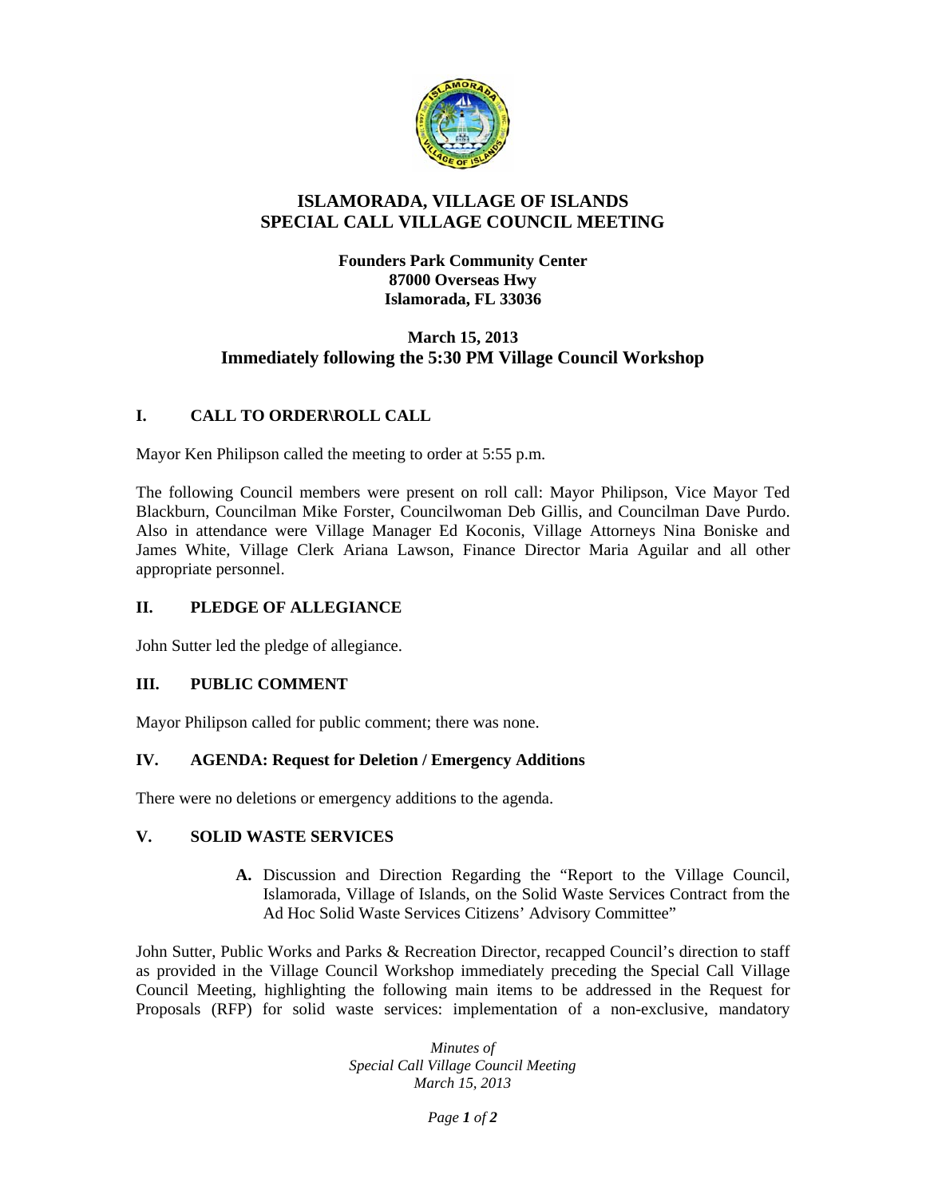# ISLAMORADA, VILLAGE OF ISLANDS
# SPECIAL CALL VILLAGE COUNCIL MEETING

**Founders Park Community Center**
**87000 Overseas Hwy**
**Islamorada, FL 33036**

**March 15, 2013**
**Immediately following the 5:30 PM Village Council Workshop**

## I. CALL TO ORDER\ROLL CALL

Mayor Ken Philipson called the meeting to order at 5:55 p.m.

The following Council members were present on roll call: Mayor Philipson, Vice Mayor Ted Blackburn, Councilman Mike Forster, Councilwoman Deb Gillis, and Councilman Dave Purdo. Also in attendance were Village Manager Ed Koconis, Village Attorneys Nina Boniske and James White, Village Clerk Ariana Lawson, Finance Director Maria Aguilar and all other appropriate personnel.

## II. PLEDGE OF ALLEGIANCE

John Sutter led the pledge of allegiance.

## III. PUBLIC COMMENT

Mayor Philipson called for public comment; there was none.

## IV. AGENDA: Request for Deletion / Emergency Additions

There were no deletions or emergency additions to the agenda.

## V. SOLID WASTE SERVICES

**A.** Discussion and Direction Regarding the "Report to the Village Council, Islamorada, Village of Islands, on the Solid Waste Services Contract from the Ad Hoc Solid Waste Services Citizens' Advisory Committee"

John Sutter, Public Works and Parks & Recreation Director, recapped Council's direction to staff as provided in the Village Council Workshop immediately preceding the Special Call Village Council Meeting, highlighting the following main items to be addressed in the Request for Proposals (RFP) for solid waste services: implementation of a non-exclusive, mandatory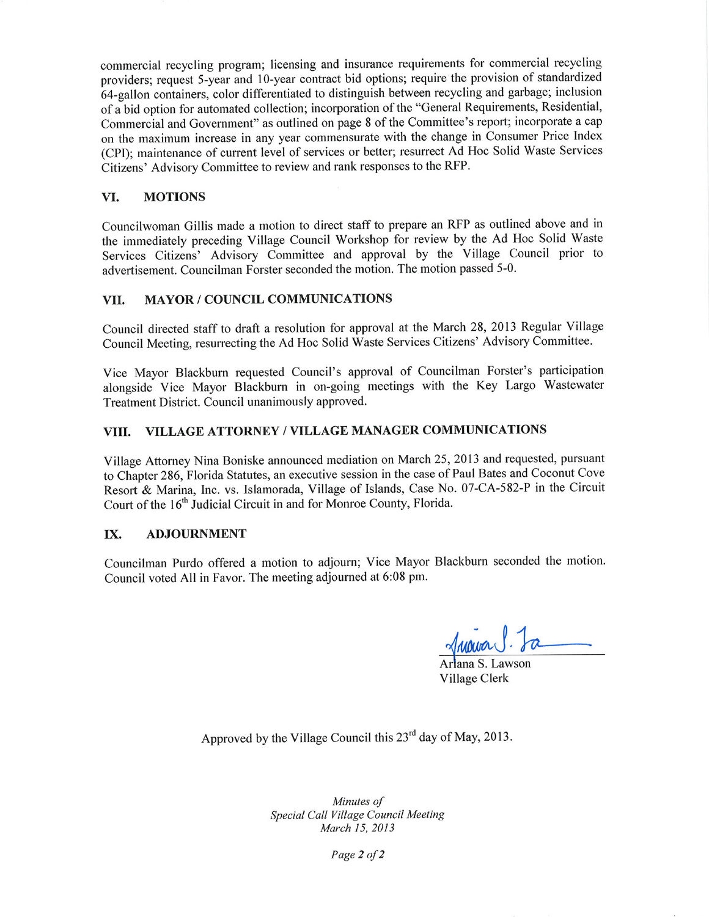commercial recycling program; licensing and insurance requirements for commercial recycling providers; request 5-year and 10-year contract bid options; require the provision of standardized 64-gallon containers, color differentiated to distinguish between recycling and garbage; inclusion of a bid option for automated collection; incorporation of the "General Requirements, Residential, Commercial and Government" as outlined on page 8 of the Committee's report; incorporate a cap on the maximum increase in any year commensurate with the change in Consumer Price Index (CPI); maintenance of current level of services or better; resurrect Ad Hoc Solid Waste Services Citizens' Advisory Committee to review and rank responses to the RFP.

## VI. MOTIONS

Councilwoman Gillis made a motion to direct staff to prepare an RFP as outlined above and in the immediately preceding Village Council Workshop for review by the Ad Hoc Solid Waste Services Citizens' Advisory Committee and approval by the Village Council prior to advertisement. Councilman Forster seconded the motion. The motion passed 5-0.

## VII. MAYOR / COUNCIL COMMUNICATIONS

Council directed staff to draft a resolution for approval at the March 28, 2013 Regular Village Council Meeting, resurrecting the Ad Hoc Solid Waste Services Citizens' Advisory Committee.

Vice Mayor Blackburn requested Council's approval of Councilman Forster's participation alongside Vice Mayor Blackburn in on-going meetings with the Key Largo Wastewater Treatment District. Council unanimously approved.

## VIII. VILLAGE ATTORNEY / VILLAGE MANAGER COMMUNICATIONS

Village Attorney Nina Boniske announced mediation on March 25, 2013 and requested, pursuant to Chapter 286, Florida Statutes, an executive session in the case of Paul Bates and Coconut Cove Resort & Marina, Inc. vs. Islamorada, Village of Islands, Case No. 07-CA-582-P in the Circuit Court of the 16th Judicial Circuit in and for Monroe County, Florida.

## IX. ADJOURNMENT

Councilman Purdo offered a motion to adjourn; Vice Mayor Blackburn seconded the motion. Council voted All in Favor. The meeting adjourned at 6:08 pm.

Arlana S. Lawson
Village Clerk

Approved by the Village Council this 23rd day of May, 2013.

*Minutes of*
*Special Call Village Council Meeting*
*March 15, 2013*